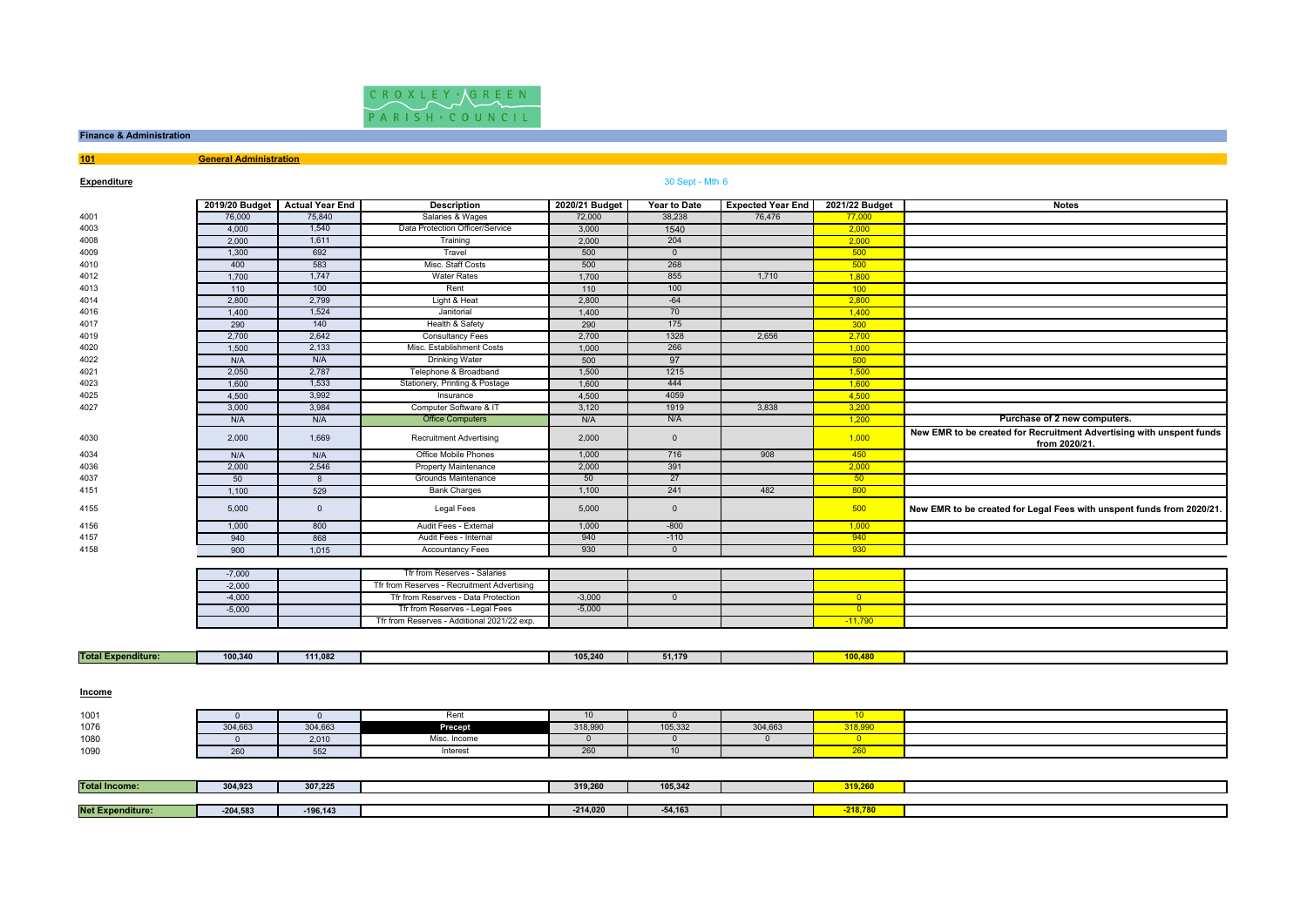CROXLEY · GREEN
PARISH · COUNCIL

## Finance & Administration

**101** **General Administration**

### Expenditure

30 Sept - Mth 6

| | 2019/20 Budget | Actual Year End | Description | 2020/21 Budget | Year to Date | Expected Year End | 2021/22 Budget | Notes |
|---|---|---|---|---|---|---|---|---|
| 4001 | 76,000 | 75,840 | Salaries & Wages | 72,000 | 38,238 | 76,476 | 77,000 | |
| 4003 | 4,000 | 1,540 | Data Protection Officer/Service | 3,000 | 1540 | | 2,000 | |
| 4008 | 2,000 | 1,611 | Training | 2,000 | 204 | | 2,000 | |
| 4009 | 1,300 | 692 | Travel | 500 | 0 | | 500 | |
| 4010 | 400 | 583 | Misc. Staff Costs | 500 | 268 | | 500 | |
| 4012 | 1,700 | 1,747 | Water Rates | 1,700 | 855 | 1,710 | 1,800 | |
| 4013 | 110 | 100 | Rent | 110 | 100 | | 100 | |
| 4014 | 2,800 | 2,799 | Light & Heat | 2,800 | -64 | | 2,800 | |
| 4016 | 1,400 | 1,524 | Janitorial | 1,400 | 70 | | 1,400 | |
| 4017 | 290 | 140 | Health & Safety | 290 | 175 | | 300 | |
| 4019 | 2,700 | 2,642 | Consultancy Fees | 2,700 | 1328 | 2,656 | 2,700 | |
| 4020 | 1,500 | 2,133 | Misc. Establishment Costs | 1,000 | 266 | | 1,000 | |
| 4022 | N/A | N/A | Drinking Water | 500 | 97 | | 500 | |
| 4021 | 2,050 | 2,787 | Telephone & Broadband | 1,500 | 1215 | | 1,500 | |
| 4023 | 1,600 | 1,533 | Stationery, Printing & Postage | 1,600 | 444 | | 1,600 | |
| 4025 | 4,500 | 3,992 | Insurance | 4,500 | 4059 | | 4,500 | |
| 4027 | 3,000 | 3,984 | Computer Software & IT | 3,120 | 1919 | 3,838 | 3,200 | |
| | N/A | N/A | Office Computers | N/A | N/A | | 1,200 | **Purchase of 2 new computers.** |
| 4030 | 2,000 | 1,669 | Recruitment Advertising | 2,000 | 0 | | 1,000 | **New EMR to be created for Recruitment Advertising with unspent funds from 2020/21.** |
| 4034 | N/A | N/A | Office Mobile Phones | 1,000 | 716 | 908 | 450 | |
| 4036 | 2,000 | 2,546 | Property Maintenance | 2,000 | 391 | | 2,000 | |
| 4037 | 50 | 8 | Grounds Maintenance | 50 | 27 | | 50 | |
| 4151 | 1,100 | 529 | Bank Charges | 1,100 | 241 | 482 | 800 | |
| 4155 | 5,000 | 0 | Legal Fees | 5,000 | 0 | | 500 | **New EMR to be created for Legal Fees with unspent funds from 2020/21.** |
| 4156 | 1,000 | 800 | Audit Fees - External | 1,000 | -800 | | 1,000 | |
| 4157 | 940 | 868 | Audit Fees - Internal | 940 | -110 | | 940 | |
| 4158 | 900 | 1,015 | Accountancy Fees | 930 | 0 | | 930 | |
| | -7,000 | | Tfr from Reserves - Salaries | | | | | |
| | -2,000 | | Tfr from Reserves - Recruitment Advertising | | | | | |
| | -4,000 | | Tfr from Reserves - Data Protection | -3,000 | 0 | | 0 | |
| | -5,000 | | Tfr from Reserves - Legal Fees | -5,000 | | | 0 | |
| | | | Tfr from Reserves - Additional 2021/22 exp. | | | | -11,790 | |
| **Total Expenditure:** | **100,340** | **111,082** | | **105,240** | **51,179** | | **100,480** | |

### Income

| | 2019/20 Budget | Actual Year End | Description | 2020/21 Budget | Year to Date | Expected Year End | 2021/22 Budget | Notes |
|---|---|---|---|---|---|---|---|---|
| 1001 | 0 | 0 | Rent | 10 | 0 | | 10 | |
| 1076 | 304,663 | 304,663 | **Precept** | 318,990 | 105,332 | 304,663 | 318,990 | |
| 1080 | 0 | 2,010 | Misc. Income | 0 | 0 | 0 | 0 | |
| 1090 | 260 | 552 | Interest | 260 | 10 | | 260 | |
| **Total Income:** | **304,923** | **307,225** | | **319,260** | **105,342** | | **319,260** | |
| **Net Expenditure:** | **-204,583** | **-196,143** | | **-214,020** | **-54,163** | | **-218,780** | |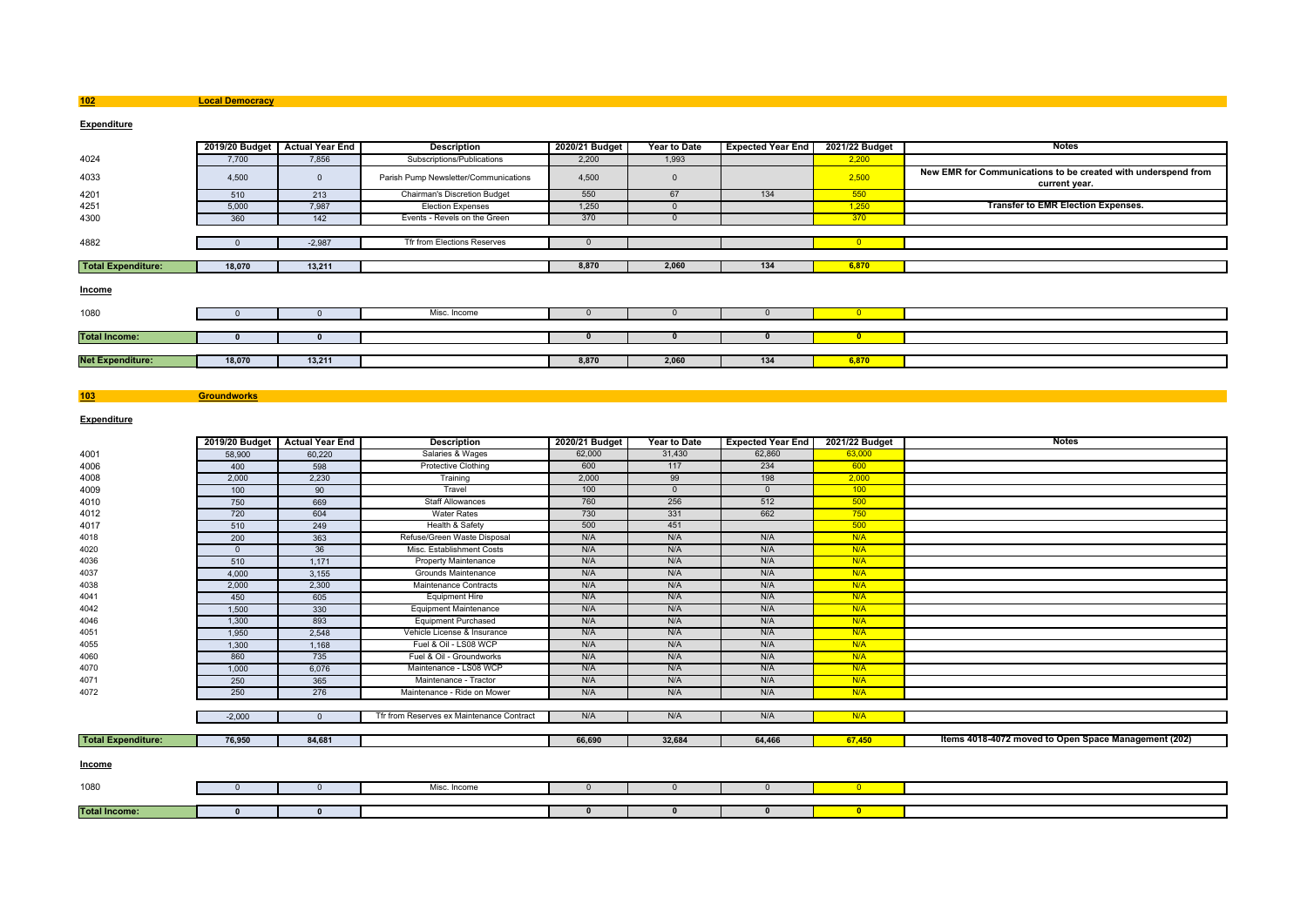## 102 Local Democracy

### Expenditure

| | 2019/20 Budget | Actual Year End | Description | 2020/21 Budget | Year to Date | Expected Year End | 2021/22 Budget | Notes |
|---|---|---|---|---|---|---|---|---|
| 4024 | 7,700 | 7,856 | Subscriptions/Publications | 2,200 | 1,993 | | 2,200 | |
| 4033 | 4,500 | 0 | Parish Pump Newsletter/Communications | 4,500 | 0 | | 2,500 | New EMR for Communications to be created with underspend from current year. |
| 4201 | 510 | 213 | Chairman's Discretion Budget | 550 | 67 | 134 | 550 | |
| 4251 | 5,000 | 7,987 | Election Expenses | 1,250 | 0 | | 1,250 | Transfer to EMR Election Expenses. |
| 4300 | 360 | 142 | Events - Revels on the Green | 370 | 0 | | 370 | |
| 4882 | 0 | -2,987 | Tfr from Elections Reserves | 0 | | | 0 | |
| **Total Expenditure:** | **18,070** | **13,211** | | **8,870** | **2,060** | **134** | **6,870** | |

### Income

| | | | | | | | | |
|---|---|---|---|---|---|---|---|---|
| 1080 | 0 | 0 | Misc. Income | 0 | 0 | 0 | 0 | |
| **Total Income:** | **0** | **0** | | **0** | **0** | **0** | **0** | |
| **Net Expenditure:** | **18,070** | **13,211** | | **8,870** | **2,060** | **134** | **6,870** | |

## 103 Groundworks

### Expenditure

| | 2019/20 Budget | Actual Year End | Description | 2020/21 Budget | Year to Date | Expected Year End | 2021/22 Budget | Notes |
|---|---|---|---|---|---|---|---|---|
| 4001 | 58,900 | 60,220 | Salaries & Wages | 62,000 | 31,430 | 62,860 | 63,000 | |
| 4006 | 400 | 598 | Protective Clothing | 600 | 117 | 234 | 600 | |
| 4008 | 2,000 | 2,230 | Training | 2,000 | 99 | 198 | 2,000 | |
| 4009 | 100 | 90 | Travel | 100 | 0 | 0 | 100 | |
| 4010 | 750 | 669 | Staff Allowances | 760 | 256 | 512 | 500 | |
| 4012 | 720 | 604 | Water Rates | 730 | 331 | 662 | 750 | |
| 4017 | 510 | 249 | Health & Safety | 500 | 451 | | 500 | |
| 4018 | 200 | 363 | Refuse/Green Waste Disposal | N/A | N/A | N/A | N/A | |
| 4020 | 0 | 36 | Misc. Establishment Costs | N/A | N/A | N/A | N/A | |
| 4036 | 510 | 1,171 | Property Maintenance | N/A | N/A | N/A | N/A | |
| 4037 | 4,000 | 3,155 | Grounds Maintenance | N/A | N/A | N/A | N/A | |
| 4038 | 2,000 | 2,300 | Maintenance Contracts | N/A | N/A | N/A | N/A | |
| 4041 | 450 | 605 | Equipment Hire | N/A | N/A | N/A | N/A | |
| 4042 | 1,500 | 330 | Equipment Maintenance | N/A | N/A | N/A | N/A | |
| 4046 | 1,300 | 893 | Equipment Purchased | N/A | N/A | N/A | N/A | |
| 4051 | 1,950 | 2,548 | Vehicle License & Insurance | N/A | N/A | N/A | N/A | |
| 4055 | 1,300 | 1,168 | Fuel & Oil - LS08 WCP | N/A | N/A | N/A | N/A | |
| 4060 | 860 | 735 | Fuel & Oil - Groundworks | N/A | N/A | N/A | N/A | |
| 4070 | 1,000 | 6,076 | Maintenance - LS08 WCP | N/A | N/A | N/A | N/A | |
| 4071 | 250 | 365 | Maintenance - Tractor | N/A | N/A | N/A | N/A | |
| 4072 | 250 | 276 | Maintenance - Ride on Mower | N/A | N/A | N/A | N/A | |
| | -2,000 | 0 | Tfr from Reserves ex Maintenance Contract | N/A | N/A | N/A | N/A | |
| **Total Expenditure:** | **76,950** | **84,681** | | **66,690** | **32,684** | **64,466** | **67,450** | Items 4018-4072 moved to Open Space Management (202) |

### Income

| | | | | | | | | |
|---|---|---|---|---|---|---|---|---|
| 1080 | 0 | 0 | Misc. Income | 0 | 0 | 0 | 0 | |
| **Total Income:** | **0** | **0** | | **0** | **0** | **0** | **0** | |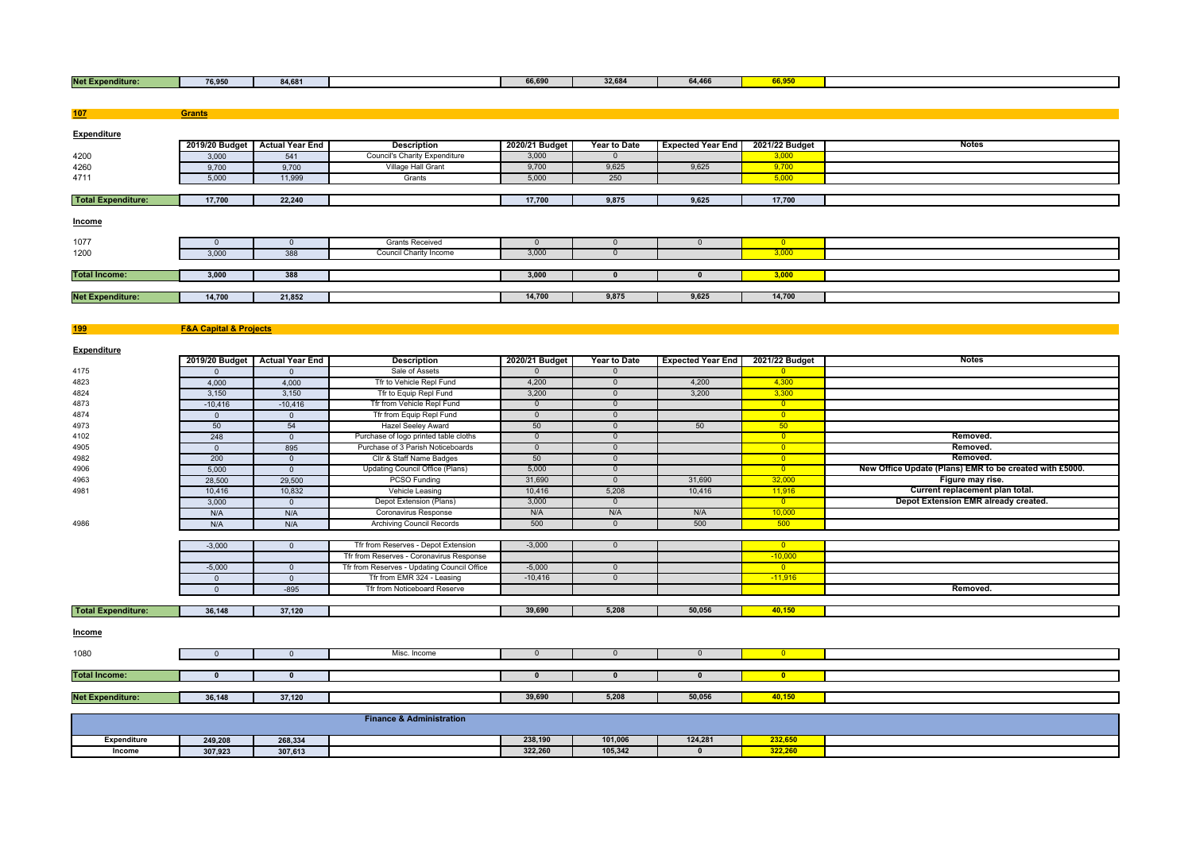| | | | | | | | | |
|---|---|---|---|---|---|---|---|---|
| **Net Expenditure:** | 76,950 | 84,681 | | 66,690 | 32,684 | 64,466 | 66,950 | |

## 107 Grants

**Expenditure**

| | 2019/20 Budget | Actual Year End | Description | 2020/21 Budget | Year to Date | Expected Year End | 2021/22 Budget | Notes |
|---|---|---|---|---|---|---|---|---|
| 4200 | 3,000 | 541 | Council's Charity Expenditure | 3,000 | 0 | | 3,000 | |
| 4260 | 9,700 | 9,700 | Village Hall Grant | 9,700 | 9,625 | 9,625 | 9,700 | |
| 4711 | 5,000 | 11,999 | Grants | 5,000 | 250 | | 5,000 | |
| **Total Expenditure:** | 17,700 | 22,240 | | 17,700 | 9,875 | 9,625 | 17,700 | |

**Income**

| | | | | | | | | |
|---|---|---|---|---|---|---|---|---|
| 1077 | 0 | 0 | Grants Received | 0 | 0 | 0 | 0 | |
| 1200 | 3,000 | 388 | Council Charity Income | 3,000 | 0 | | 3,000 | |
| **Total Income:** | 3,000 | 388 | | 3,000 | 0 | 0 | 3,000 | |
| **Net Expenditure:** | 14,700 | 21,852 | | 14,700 | 9,875 | 9,625 | 14,700 | |

## 199 F&A Capital & Projects

**Expenditure**

| | 2019/20 Budget | Actual Year End | Description | 2020/21 Budget | Year to Date | Expected Year End | 2021/22 Budget | Notes |
|---|---|---|---|---|---|---|---|---|
| 4175 | 0 | 0 | Sale of Assets | 0 | 0 | | 0 | |
| 4823 | 4,000 | 4,000 | Tfr to Vehicle Repl Fund | 4,200 | 0 | 4,200 | 4,300 | |
| 4824 | 3,150 | 3,150 | Tfr to Equip Repl Fund | 3,200 | 0 | 3,200 | 3,300 | |
| 4873 | -10,416 | -10,416 | Tfr from Vehicle Repl Fund | 0 | 0 | | 0 | |
| 4874 | 0 | 0 | Tfr from Equip Repl Fund | 0 | 0 | | 0 | |
| 4973 | 50 | 54 | Hazel Seeley Award | 50 | 0 | 50 | 50 | |
| 4102 | 248 | 0 | Purchase of logo printed table cloths | 0 | 0 | | 0 | **Removed.** |
| 4905 | 0 | 895 | Purchase of 3 Parish Noticeboards | 0 | 0 | | 0 | **Removed.** |
| 4982 | 200 | 0 | Cllr & Staff Name Badges | 50 | 0 | | 0 | **Removed.** |
| 4906 | 5,000 | 0 | Updating Council Office (Plans) | 5,000 | 0 | | 0 | **New Office Update (Plans) EMR to be created with £5000.** |
| 4963 | 28,500 | 29,500 | PCSO Funding | 31,690 | 0 | 31,690 | 32,000 | **Figure may rise.** |
| 4981 | 10,416 | 10,832 | Vehicle Leasing | 10,416 | 5,208 | 10,416 | 11,916 | **Current replacement plan total.** |
| | 3,000 | 0 | Depot Extension (Plans) | 3,000 | 0 | | 0 | **Depot Extension EMR already created.** |
| | N/A | N/A | Coronavirus Response | N/A | N/A | N/A | 10,000 | |
| 4986 | N/A | N/A | Archiving Council Records | 500 | 0 | 500 | 500 | |
| | -3,000 | 0 | Tfr from Reserves - Depot Extension | -3,000 | 0 | | 0 | |
| | | | Tfr from Reserves - Coronavirus Response | | | | -10,000 | |
| | -5,000 | 0 | Tfr from Reserves - Updating Council Office | -5,000 | 0 | | 0 | |
| | 0 | 0 | Tfr from EMR 324 - Leasing | -10,416 | 0 | | -11,916 | |
| | 0 | -895 | Tfr from Noticeboard Reserve | | | | | **Removed.** |
| **Total Expenditure:** | 36,148 | 37,120 | | 39,690 | 5,208 | 50,056 | 40,150 | |

**Income**

| | | | | | | | | |
|---|---|---|---|---|---|---|---|---|
| 1080 | 0 | 0 | Misc. Income | 0 | 0 | 0 | 0 | |
| **Total Income:** | 0 | 0 | | 0 | 0 | 0 | 0 | |
| **Net Expenditure:** | 36,148 | 37,120 | | 39,690 | 5,208 | 50,056 | 40,150 | |

## Finance & Administration

| | | | | | | | | |
|---|---|---|---|---|---|---|---|---|
| **Expenditure** | 249,208 | 268,334 | | 238,190 | 101,006 | 124,281 | 232,650 | |
| **Income** | 307,923 | 307,613 | | 322,260 | 105,342 | 0 | 322,260 | |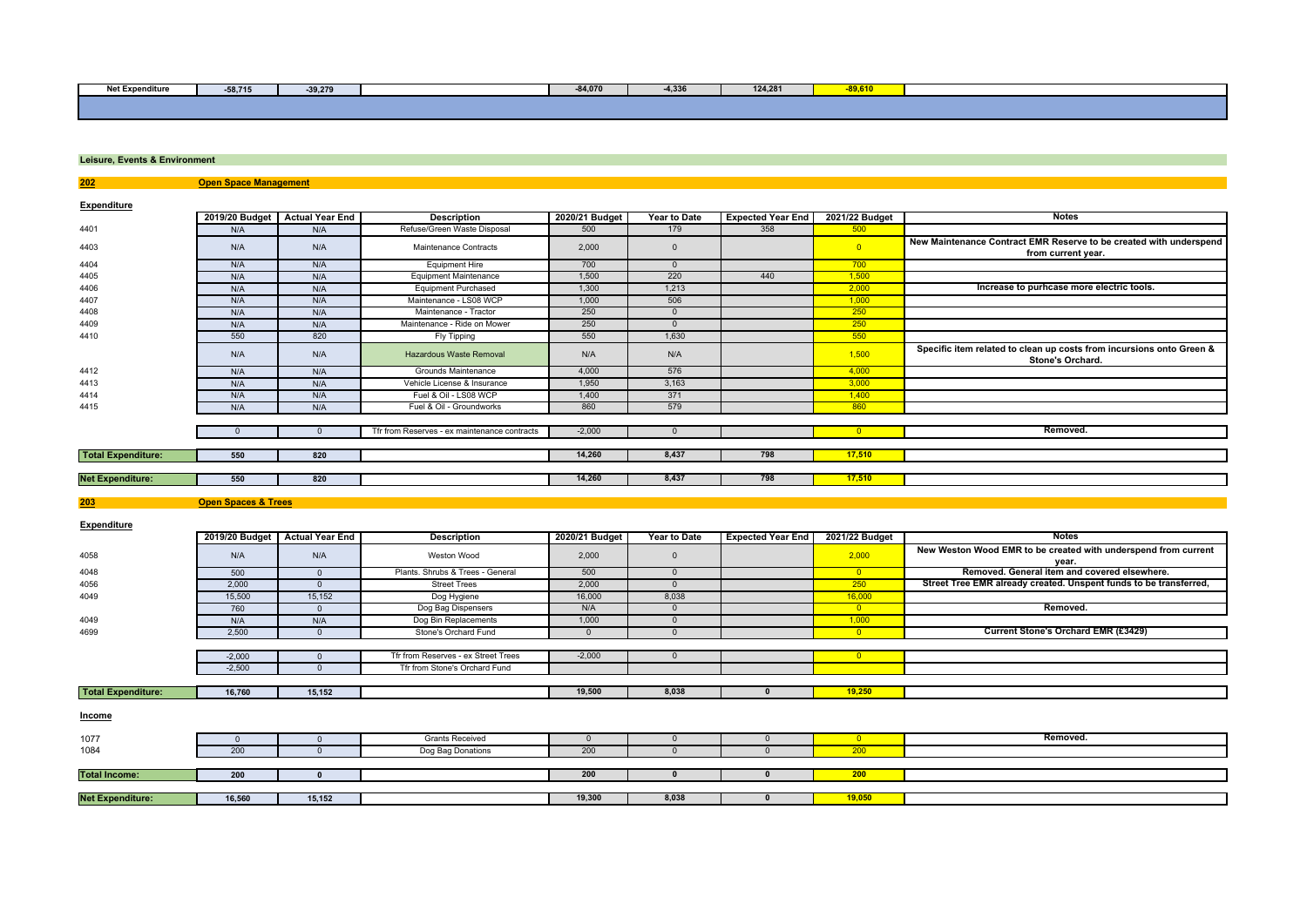| Net Expenditure | -58,715 | -39,279 | | -84,070 | -4,336 | 124,281 | -89,610 | |
|---|---|---|---|---|---|---|---|---|

## Leisure, Events & Environment

### 202 Open Space Management

**Expenditure**

| | 2019/20 Budget | Actual Year End | Description | 2020/21 Budget | Year to Date | Expected Year End | 2021/22 Budget | Notes |
|---|---|---|---|---|---|---|---|---|
| 4401 | N/A | N/A | Refuse/Green Waste Disposal | 500 | 179 | 358 | 500 | |
| 4403 | N/A | N/A | Maintenance Contracts | 2,000 | 0 | | 0 | New Maintenance Contract EMR Reserve to be created with underspend from current year. |
| 4404 | N/A | N/A | Equipment Hire | 700 | 0 | | 700 | |
| 4405 | N/A | N/A | Equipment Maintenance | 1,500 | 220 | 440 | 1,500 | |
| 4406 | N/A | N/A | Equipment Purchased | 1,300 | 1,213 | | 2,000 | Increase to purhcase more electric tools. |
| 4407 | N/A | N/A | Maintenance - LS08 WCP | 1,000 | 506 | | 1,000 | |
| 4408 | N/A | N/A | Maintenance - Tractor | 250 | 0 | | 250 | |
| 4409 | N/A | N/A | Maintenance - Ride on Mower | 250 | 0 | | 250 | |
| 4410 | 550 | 820 | Fly Tipping | 550 | 1,630 | | 550 | |
| | N/A | N/A | Hazardous Waste Removal | N/A | N/A | | 1,500 | Specific item related to clean up costs from incursions onto Green & Stone's Orchard. |
| 4412 | N/A | N/A | Grounds Maintenance | 4,000 | 576 | | 4,000 | |
| 4413 | N/A | N/A | Vehicle License & Insurance | 1,950 | 3,163 | | 3,000 | |
| 4414 | N/A | N/A | Fuel & Oil - LS08 WCP | 1,400 | 371 | | 1,400 | |
| 4415 | N/A | N/A | Fuel & Oil - Groundworks | 860 | 579 | | 860 | |
| | 0 | 0 | Tfr from Reserves - ex maintenance contracts | -2,000 | 0 | | 0 | Removed. |
| **Total Expenditure:** | 550 | 820 | | 14,260 | 8,437 | 798 | 17,510 | |
| **Net Expenditure:** | 550 | 820 | | 14,260 | 8,437 | 798 | 17,510 | |

### 203 Open Spaces & Trees

**Expenditure**

| | 2019/20 Budget | Actual Year End | Description | 2020/21 Budget | Year to Date | Expected Year End | 2021/22 Budget | Notes |
|---|---|---|---|---|---|---|---|---|
| 4058 | N/A | N/A | Weston Wood | 2,000 | 0 | | 2,000 | New Weston Wood EMR to be created with underspend from current year. |
| 4048 | 500 | 0 | Plants. Shrubs & Trees - General | 500 | 0 | | 0 | Removed. General item and covered elsewhere. |
| 4056 | 2,000 | 0 | Street Trees | 2,000 | 0 | | 250 | Street Tree EMR already created. Unspent funds to be transferred, |
| 4049 | 15,500 | 15,152 | Dog Hygiene | 16,000 | 8,038 | | 16,000 | |
| | 760 | 0 | Dog Bag Dispensers | N/A | 0 | | 0 | Removed. |
| 4049 | N/A | N/A | Dog Bin Replacements | 1,000 | 0 | | 1,000 | |
| 4699 | 2,500 | 0 | Stone's Orchard Fund | 0 | 0 | | 0 | Current Stone's Orchard EMR (£3429) |
| | -2,000 | 0 | Tfr from Reserves - ex Street Trees | -2,000 | 0 | | 0 | |
| | -2,500 | 0 | Tfr from Stone's Orchard Fund | | | | | |
| **Total Expenditure:** | 16,760 | 15,152 | | 19,500 | 8,038 | 0 | 19,250 | |

**Income**

| | 2019/20 Budget | Actual Year End | Description | 2020/21 Budget | Year to Date | Expected Year End | 2021/22 Budget | Notes |
|---|---|---|---|---|---|---|---|---|
| 1077 | 0 | 0 | Grants Received | 0 | 0 | 0 | 0 | Removed. |
| 1084 | 200 | 0 | Dog Bag Donations | 200 | 0 | 0 | 200 | |
| **Total Income:** | 200 | 0 | | 200 | 0 | 0 | 200 | |
| **Net Expenditure:** | 16,560 | 15,152 | | 19,300 | 8,038 | 0 | 19,050 | |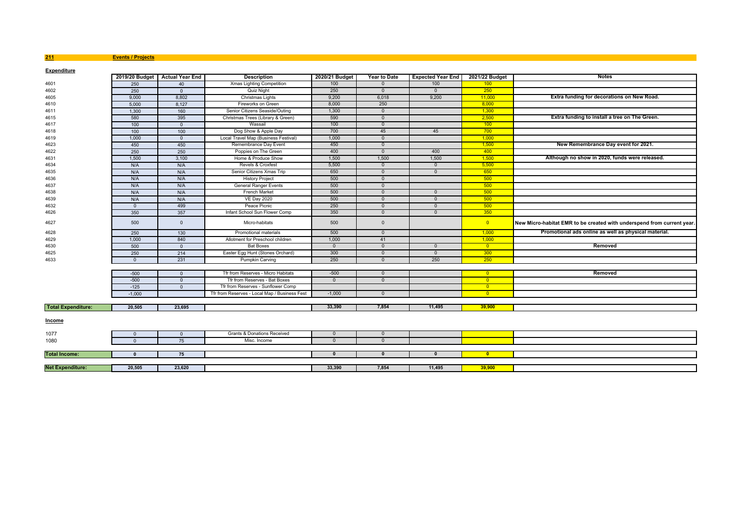**211** **Events / Projects**

**Expenditure**

| | 2019/20 Budget | Actual Year End | Description | 2020/21 Budget | Year to Date | Expected Year End | 2021/22 Budget | Notes |
|---|---|---|---|---|---|---|---|---|
| 4601 | 250 | 40 | Xmas Lighting Competition | 100 | 0 | 100 | 100 | |
| 4602 | 250 | 0 | Quiz Night | 250 | 0 | 0 | 250 | |
| 4605 | 9,000 | 8,802 | Christmas Lights | 9,200 | 6,018 | 9,200 | 11,000 | Extra funding for decorations on New Road. |
| 4610 | 5,000 | 8,127 | Fireworks on Green | 8,000 | 250 | | 8,000 | |
| 4611 | 1,300 | 160 | Senior Citizens Seaside/Outing | 1,300 | 0 | | 1,300 | |
| 4615 | 580 | 395 | Christmas Trees (Library & Green) | 590 | 0 | | 2,500 | Extra funding to install a tree on The Green. |
| 4617 | 100 | 0 | Wassail | 100 | 0 | | 100 | |
| 4618 | 100 | 100 | Dog Show & Apple Day | 700 | 45 | 45 | 700 | |
| 4619 | 1,000 | 0 | Local Travel Map (Business Festival) | 1,000 | 0 | | 1,000 | |
| 4623 | 450 | 450 | Remembrance Day Event | 450 | 0 | | 1,500 | New Remembrance Day event for 2021. |
| 4622 | 250 | 250 | Poppies on The Green | 400 | 0 | 400 | 400 | |
| 4631 | 1,500 | 3,100 | Home & Produce Show | 1,500 | 1,500 | 1,500 | 1,500 | Although no show in 2020, funds were released. |
| 4634 | N/A | N/A | Revels & Croxfest | 5,500 | 0 | 0 | 5,500 | |
| 4635 | N/A | N/A | Senior Citizens Xmas Trip | 650 | 0 | 0 | 650 | |
| 4636 | N/A | N/A | History Project | 500 | 0 | | 500 | |
| 4637 | N/A | N/A | General Ranger Events | 500 | 0 | | 500 | |
| 4638 | N/A | N/A | French Market | 500 | 0 | 0 | 500 | |
| 4639 | N/A | N/A | VE Day 2020 | 500 | 0 | 0 | 500 | |
| 4632 | 0 | 499 | Peace Picnic | 250 | 0 | 0 | 500 | |
| 4626 | 350 | 357 | Infant School Sun Flower Comp | 350 | 0 | 0 | 350 | |
| 4627 | 500 | 0 | Micro-habitats | 500 | 0 | | 0 | New Micro-habitat EMR to be created with underspend from current year. |
| 4628 | 250 | 130 | Promotional materials | 500 | 0 | | 1,000 | Promotional ads online as well as physical material. |
| 4629 | 1,000 | 840 | Allotment for Preschool children | 1,000 | 41 | | 1,000 | |
| 4630 | 500 | 0 | Bat Boxes | 0 | 0 | 0 | 0 | Removed |
| 4625 | 250 | 214 | Easter Egg Hunt (Stones Orchard) | 300 | 0 | 0 | 300 | |
| 4633 | 0 | 231 | Pumpkin Carving | 250 | 0 | 250 | 250 | |
| | -500 | 0 | Tfr from Reserves - Micro Habitats | -500 | 0 | | 0 | Removed |
| | -500 | 0 | Tfr from Reserves - Bat Boxes | 0 | 0 | | 0 | |
| | -125 | 0 | Tfr from Reserves - Sunflower Comp | | | | 0 | |
| | -1,000 | | Tfr from Reserves - Local Map / Business Fest | -1,000 | 0 | | 0 | |
| **Total Expenditure:** | **20,505** | **23,695** | | **33,390** | **7,854** | **11,495** | **39,900** | |

**Income**

| | 2019/20 Budget | Actual Year End | Description | 2020/21 Budget | Year to Date | Expected Year End | 2021/22 Budget | Notes |
|---|---|---|---|---|---|---|---|---|
| 1077 | 0 | 0 | Grants & Donations Received | 0 | 0 | | | |
| 1080 | 0 | 75 | Misc. Income | 0 | 0 | | | |
| **Total Income:** | **0** | **75** | | **0** | **0** | **0** | **0** | |
| **Net Expenditure:** | **20,505** | **23,620** | | **33,390** | **7,854** | **11,495** | **39,900** | |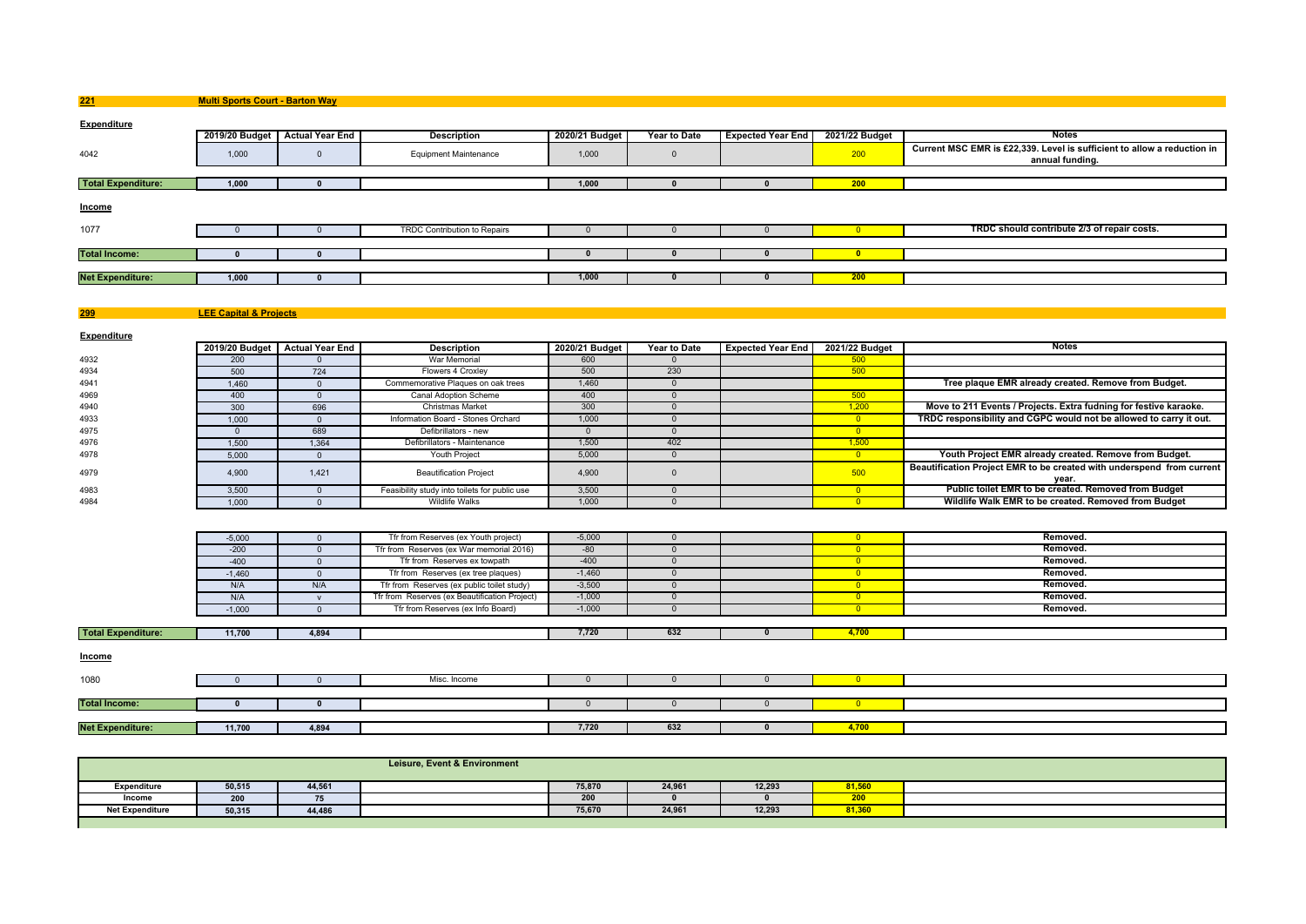## 221 Multi Sports Court - Barton Way

**Expenditure**

| | 2019/20 Budget | Actual Year End | Description | 2020/21 Budget | Year to Date | Expected Year End | 2021/22 Budget | Notes |
|---|---|---|---|---|---|---|---|---|
| 4042 | 1,000 | 0 | Equipment Maintenance | 1,000 | 0 | | 200 | Current MSC EMR is £22,339. Level is sufficient to allow a reduction in annual funding. |
| **Total Expenditure:** | **1,000** | **0** | | **1,000** | **0** | **0** | **200** | |

**Income**

| | | | | | | | | |
|---|---|---|---|---|---|---|---|---|
| 1077 | 0 | 0 | TRDC Contribution to Repairs | 0 | 0 | 0 | 0 | TRDC should contribute 2/3 of repair costs. |
| **Total Income:** | **0** | **0** | | **0** | **0** | **0** | **0** | |
| **Net Expenditure:** | **1,000** | **0** | | **1,000** | **0** | **0** | **200** | |

## 299 LEE Capital & Projects

**Expenditure**

| | 2019/20 Budget | Actual Year End | Description | 2020/21 Budget | Year to Date | Expected Year End | 2021/22 Budget | Notes |
|---|---|---|---|---|---|---|---|---|
| 4932 | 200 | 0 | War Memorial | 600 | 0 | | 500 | |
| 4934 | 500 | 724 | Flowers 4 Croxley | 500 | 230 | | 500 | |
| 4941 | 1,460 | 0 | Commemorative Plaques on oak trees | 1,460 | 0 | | | Tree plaque EMR already created. Remove from Budget. |
| 4969 | 400 | 0 | Canal Adoption Scheme | 400 | 0 | | 500 | |
| 4940 | 300 | 696 | Christmas Market | 300 | 0 | | 1,200 | Move to 211 Events / Projects. Extra fudning for festive karaoke. |
| 4933 | 1,000 | 0 | Information Board - Stones Orchard | 1,000 | 0 | | 0 | TRDC responsibility and CGPC would not be allowed to carry it out. |
| 4975 | 0 | 689 | Defibrillators - new | 0 | 0 | | 0 | |
| 4976 | 1,500 | 1,364 | Defibrillators - Maintenance | 1,500 | 402 | | 1,500 | |
| 4978 | 5,000 | 0 | Youth Project | 5,000 | 0 | | 0 | Youth Project EMR already created. Remove from Budget. |
| 4979 | 4,900 | 1,421 | Beautification Project | 4,900 | 0 | | 500 | Beautification Project EMR to be created with underspend from current year. |
| 4983 | 3,500 | 0 | Feasibility study into toilets for public use | 3,500 | 0 | | 0 | Public toilet EMR to be created. Removed from Budget |
| 4984 | 1,000 | 0 | Wildlife Walks | 1,000 | 0 | | 0 | Wildlife Walk EMR to be created. Removed from Budget |
| | -5,000 | 0 | Tfr from Reserves (ex Youth project) | -5,000 | 0 | | 0 | Removed. |
| | -200 | 0 | Tfr from Reserves (ex War memorial 2016) | -80 | 0 | | 0 | Removed. |
| | -400 | 0 | Tfr from Reserves ex towpath | -400 | 0 | | 0 | Removed. |
| | -1,460 | 0 | Tfr from Reserves (ex tree plaques) | -1,460 | 0 | | 0 | Removed. |
| | N/A | N/A | Tfr from Reserves (ex public toilet study) | -3,500 | 0 | | 0 | Removed. |
| | N/A | v | Tfr from Reserves (ex Beautification Project) | -1,000 | 0 | | 0 | Removed. |
| | -1,000 | 0 | Tfr from Reserves (ex Info Board) | -1,000 | 0 | | 0 | Removed. |
| **Total Expenditure:** | **11,700** | **4,894** | | **7,720** | **632** | **0** | **4,700** | |

**Income**

| | | | | | | | | |
|---|---|---|---|---|---|---|---|---|
| 1080 | 0 | 0 | Misc. Income | 0 | 0 | 0 | 0 | |
| **Total Income:** | **0** | **0** | | 0 | 0 | 0 | 0 | |
| **Net Expenditure:** | **11,700** | **4,894** | | **7,720** | **632** | **0** | **4,700** | |

**Leisure, Event & Environment**

| | 2019/20 Budget | Actual Year End | | 2020/21 Budget | Year to Date | Expected Year End | 2021/22 Budget | |
|---|---|---|---|---|---|---|---|---|
| **Expenditure** | **50,515** | **44,561** | | **75,870** | **24,961** | **12,293** | **81,560** | |
| **Income** | **200** | **75** | | **200** | **0** | **0** | **200** | |
| **Net Expenditure** | **50,315** | **44,486** | | **75,670** | **24,961** | **12,293** | **81,360** | |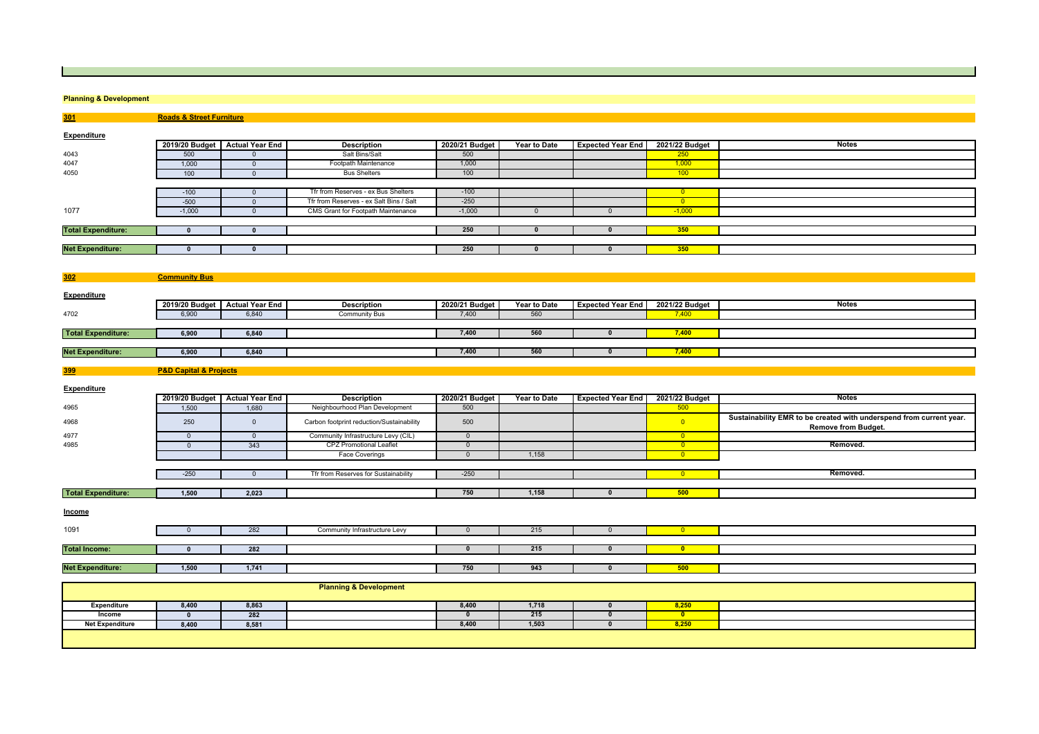## Planning & Development

### 301 Roads & Street Furniture

**Expenditure**

| | 2019/20 Budget | Actual Year End | Description | 2020/21 Budget | Year to Date | Expected Year End | 2021/22 Budget | Notes |
|---|---|---|---|---|---|---|---|---|
| 4043 | 500 | 0 | Salt Bins/Salt | 500 | | | 250 | |
| 4047 | 1,000 | 0 | Footpath Maintenance | 1,000 | | | 1,000 | |
| 4050 | 100 | 0 | Bus Shelters | 100 | | | 100 | |
| | -100 | 0 | Tfr from Reserves - ex Bus Shelters | -100 | | | 0 | |
| | -500 | 0 | Tfr from Reserves - ex Salt Bins / Salt | -250 | | | 0 | |
| 1077 | -1,000 | 0 | CMS Grant for Footpath Maintenance | -1,000 | 0 | 0 | -1,000 | |
| **Total Expenditure:** | **0** | **0** | | **250** | **0** | **0** | **350** | |
| **Net Expenditure:** | **0** | **0** | | **250** | **0** | **0** | **350** | |

### 302 Community Bus

**Expenditure**

| | 2019/20 Budget | Actual Year End | Description | 2020/21 Budget | Year to Date | Expected Year End | 2021/22 Budget | Notes |
|---|---|---|---|---|---|---|---|---|
| 4702 | 6,900 | 6,840 | Community Bus | 7,400 | 560 | | 7,400 | |
| **Total Expenditure:** | **6,900** | **6,840** | | **7,400** | **560** | **0** | **7,400** | |
| **Net Expenditure:** | **6,900** | **6,840** | | **7,400** | **560** | **0** | **7,400** | |

### 399 P&D Capital & Projects

**Expenditure**

| | 2019/20 Budget | Actual Year End | Description | 2020/21 Budget | Year to Date | Expected Year End | 2021/22 Budget | Notes |
|---|---|---|---|---|---|---|---|---|
| 4965 | 1,500 | 1,680 | Neighbourhood Plan Development | 500 | | | 500 | |
| 4968 | 250 | 0 | Carbon footprint reduction/Sustainability | 500 | | | 0 | **Sustainability EMR to be created with underspend from current year. Remove from Budget.** |
| 4977 | 0 | 0 | Community Infrastructure Levy (CIL) | 0 | | | 0 | |
| 4985 | 0 | 343 | CPZ Promotional Leaflet | 0 | | | 0 | **Removed.** |
| | | | Face Coverings | 0 | 1,158 | | 0 | |
| | -250 | 0 | Tfr from Reserves for Sustainability | -250 | | | 0 | **Removed.** |
| **Total Expenditure:** | **1,500** | **2,023** | | **750** | **1,158** | **0** | **500** | |

**Income**

| | 2019/20 Budget | Actual Year End | Description | 2020/21 Budget | Year to Date | Expected Year End | 2021/22 Budget | Notes |
|---|---|---|---|---|---|---|---|---|
| 1091 | 0 | 282 | Community Infrastructure Levy | 0 | 215 | 0 | 0 | |
| **Total Income:** | **0** | **282** | | **0** | **215** | **0** | **0** | |
| **Net Expenditure:** | **1,500** | **1,741** | | **750** | **943** | **0** | **500** | |

**Planning & Development**

| | 2019/20 Budget | Actual Year End | | 2020/21 Budget | Year to Date | Expected Year End | 2021/22 Budget | |
|---|---|---|---|---|---|---|---|---|
| **Expenditure** | **8,400** | **8,863** | | **8,400** | **1,718** | **0** | **8,250** | |
| **Income** | **0** | **282** | | **0** | **215** | **0** | **0** | |
| **Net Expenditure** | **8,400** | **8,581** | | **8,400** | **1,503** | **0** | **8,250** | |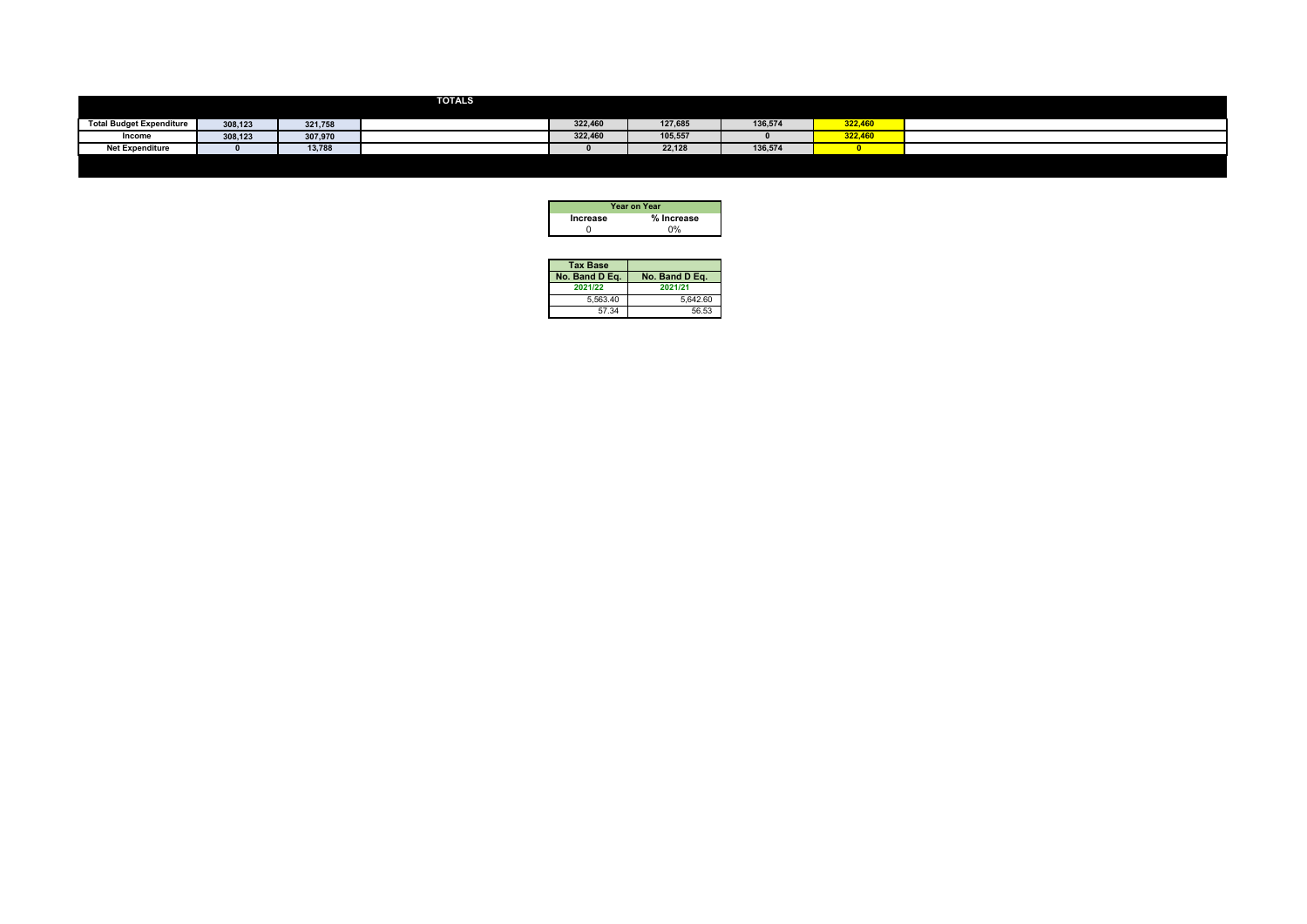## TOTALS

| | | | | | | | | |
|---|---|---|---|---|---|---|---|---|
| **Total Budget Expenditure** | 308,123 | 321,758 | | 322,460 | 127,685 | 136,574 | 322,460 | |
| **Income** | 308,123 | 307,970 | | 322,460 | 105,557 | 0 | 322,460 | |
| **Net Expenditure** | 0 | 13,788 | | 0 | 22,128 | 136,574 | 0 | |

| Year on Year | |
|---|---|
| **Increase** | **% Increase** |
| 0 | 0% |

| Tax Base | |
|---|---|
| **No. Band D Eq.** | **No. Band D Eq.** |
| **2021/22** | **2021/21** |
| 5,563.40 | 5,642.60 |
| 57.34 | 56.53 |